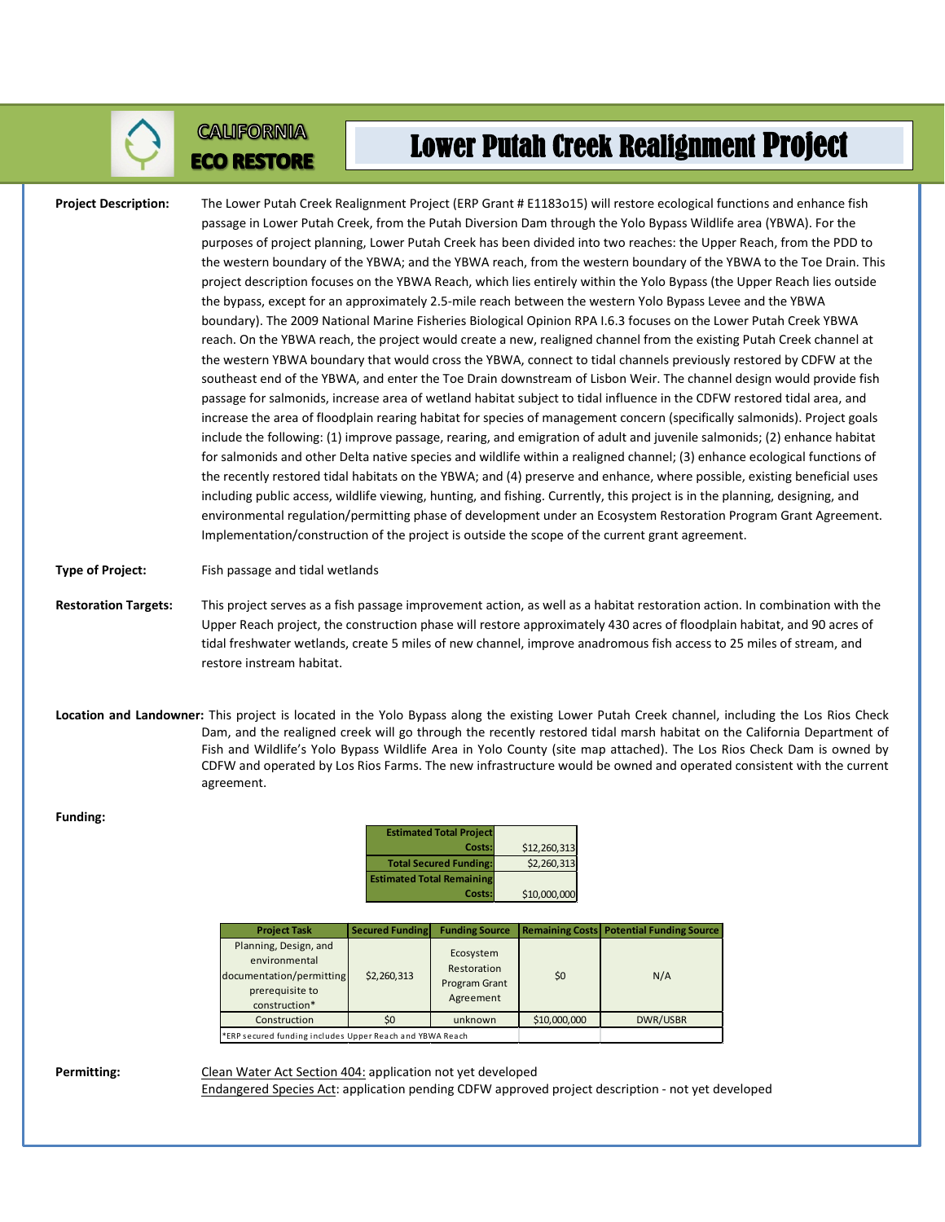CALIFORNIA ECO RESTORE

# Lower Putah Creek Realignment Project

**Project Description:** The Lower Putah Creek Realignment Project (ERP Grant # E1183o15) will restore ecological functions and enhance fish passage in Lower Putah Creek, from the Putah Diversion Dam through the Yolo Bypass Wildlife area (YBWA). For the purposes of project planning, Lower Putah Creek has been divided into two reaches: the Upper Reach, from the PDD to the western boundary of the YBWA; and the YBWA reach, from the western boundary of the YBWA to the Toe Drain. This project description focuses on the YBWA Reach, which lies entirely within the Yolo Bypass (the Upper Reach lies outside the bypass, except for an approximately 2.5-mile reach between the western Yolo Bypass Levee and the YBWA boundary). The 2009 National Marine Fisheries Biological Opinion RPA I.6.3 focuses on the Lower Putah Creek YBWA reach. On the YBWA reach, the project would create a new, realigned channel from the existing Putah Creek channel at the western YBWA boundary that would cross the YBWA, connect to tidal channels previously restored by CDFW at the southeast end of the YBWA, and enter the Toe Drain downstream of Lisbon Weir. The channel design would provide fish passage for salmonids, increase area of wetland habitat subject to tidal influence in the CDFW restored tidal area, and increase the area of floodplain rearing habitat for species of management concern (specifically salmonids). Project goals include the following: (1) improve passage, rearing, and emigration of adult and juvenile salmonids; (2) enhance habitat for salmonids and other Delta native species and wildlife within a realigned channel; (3) enhance ecological functions of the recently restored tidal habitats on the YBWA; and (4) preserve and enhance, where possible, existing beneficial uses including public access, wildlife viewing, hunting, and fishing. Currently, this project is in the planning, designing, and environmental regulation/permitting phase of development under an Ecosystem Restoration Program Grant Agreement. Implementation/construction of the project is outside the scope of the current grant agreement.

**Type of Project:** Fish passage and tidal wetlands

**Restoration Targets:** This project serves as a fish passage improvement action, as well as a habitat restoration action. In combination with the Upper Reach project, the construction phase will restore approximately 430 acres of floodplain habitat, and 90 acres of tidal freshwater wetlands, create 5 miles of new channel, improve anadromous fish access to 25 miles of stream, and restore instream habitat.

**Location and Landowner:** This project is located in the Yolo Bypass along the existing Lower Putah Creek channel, including the Los Rios Check Dam, and the realigned creek will go through the recently restored tidal marsh habitat on the California Department of Fish and Wildlife's Yolo Bypass Wildlife Area in Yolo County (site map attached). The Los Rios Check Dam is owned by CDFW and operated by Los Rios Farms. The new infrastructure would be owned and operated consistent with the current agreement.

**Funding:**

| | |
|---|---|
| **Estimated Total Project Costs:** | $12,260,313 |
| **Total Secured Funding:** | $2,260,313 |
| **Estimated Total Remaining Costs:** | $10,000,000 |

| Project Task | Secured Funding | Funding Source | Remaining Costs | Potential Funding Source |
|---|---|---|---|---|
| Planning, Design, and environmental documentation/permitting prerequisite to construction* | $2,260,313 | Ecosystem Restoration Program Grant Agreement | $0 | N/A |
| Construction | $0 | unknown | $10,000,000 | DWR/USBR |
| *ERP secured funding includes Upper Reach and YBWA Reach | | | | |

**Permitting:**

Clean Water Act Section 404: application not yet developed

Endangered Species Act: application pending CDFW approved project description - not yet developed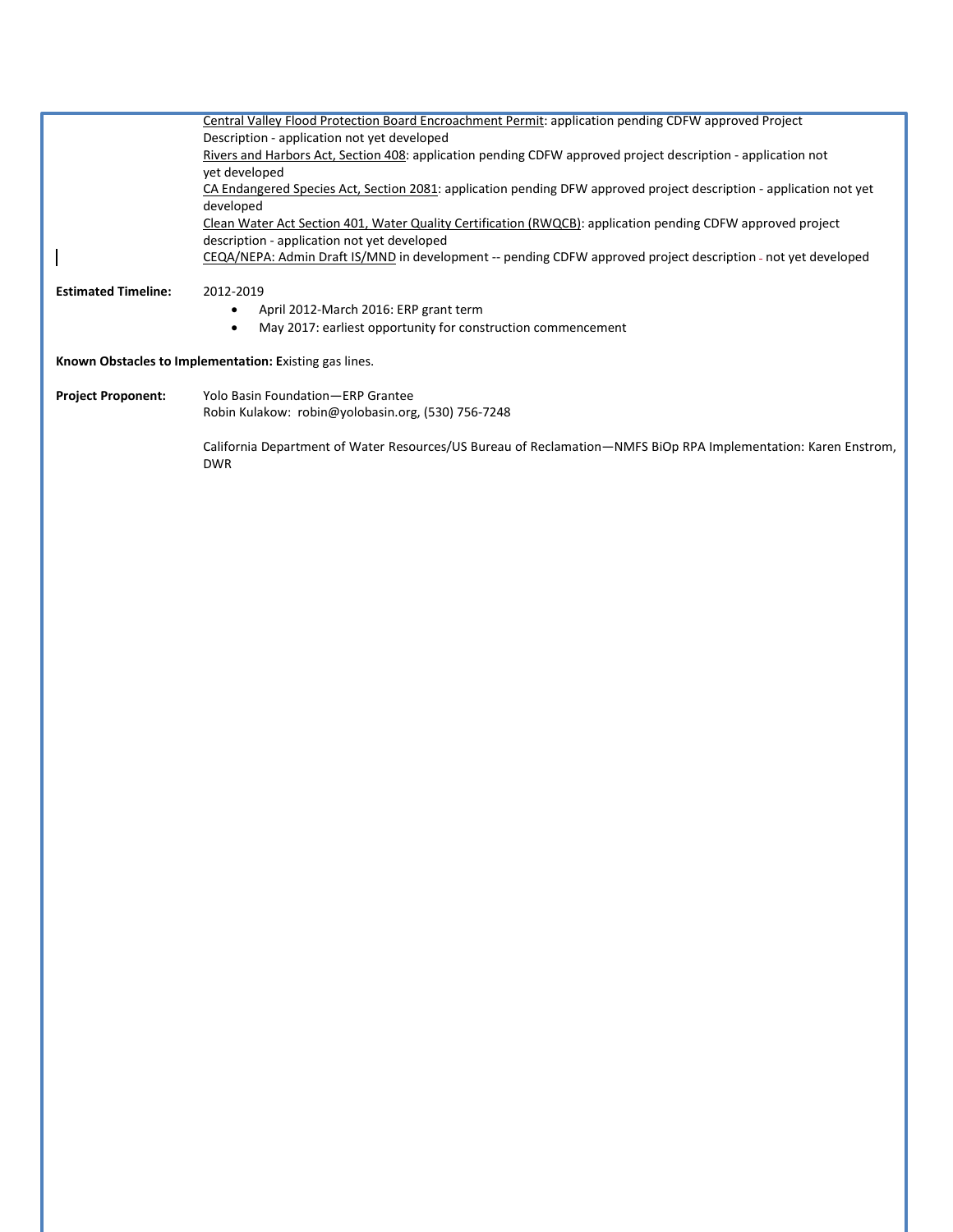Central Valley Flood Protection Board Encroachment Permit: application pending CDFW approved Project Description - application not yet developed
Rivers and Harbors Act, Section 408: application pending CDFW approved project description - application not yet developed
CA Endangered Species Act, Section 2081: application pending DFW approved project description - application not yet developed
Clean Water Act Section 401, Water Quality Certification (RWQCB): application pending CDFW approved project description - application not yet developed
CEQA/NEPA: Admin Draft IS/MND in development -- pending CDFW approved project description - not yet developed

**Estimated Timeline:** 2012-2019

- April 2012-March 2016: ERP grant term
- May 2017: earliest opportunity for construction commencement

**Known Obstacles to Implementation: E**xisting gas lines.

**Project Proponent:** Yolo Basin Foundation—ERP Grantee
Robin Kulakow: robin@yolobasin.org, (530) 756-7248

California Department of Water Resources/US Bureau of Reclamation—NMFS BiOp RPA Implementation: Karen Enstrom, DWR